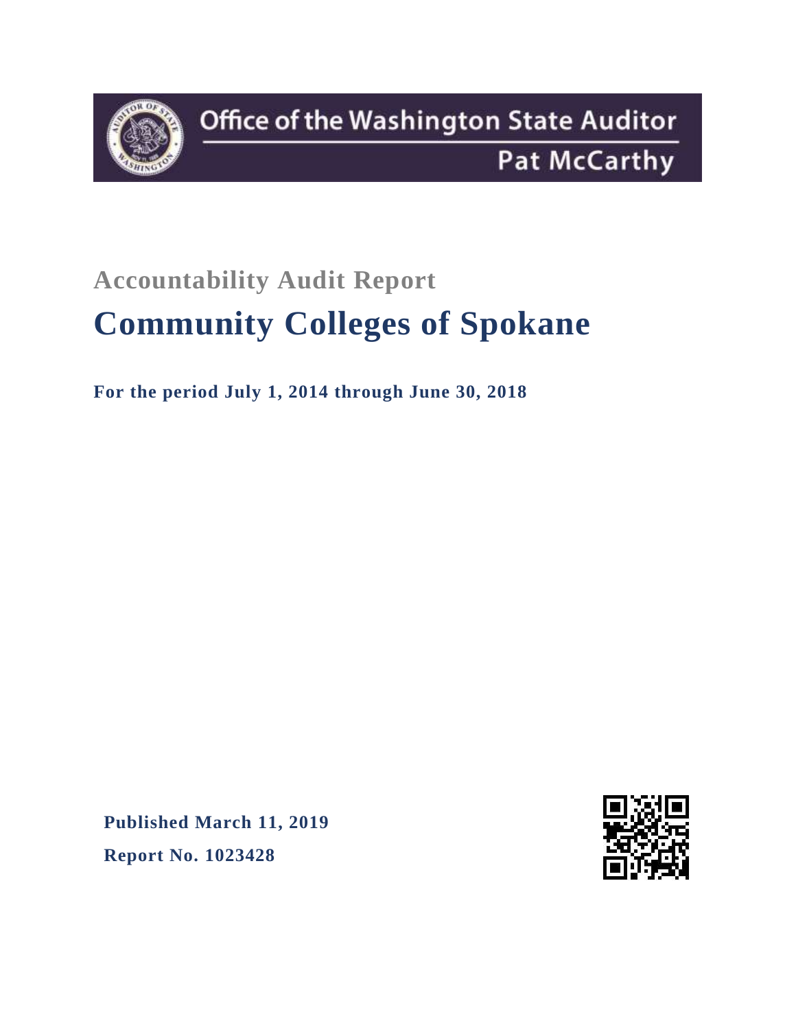Office of the Washington State Auditor

Pat McCarthy

## Accountability Audit Report

# Community Colleges of Spokane

**For the period July 1, 2014 through June 30, 2018**

**Published March 11, 2019**

**Report No. 1023428**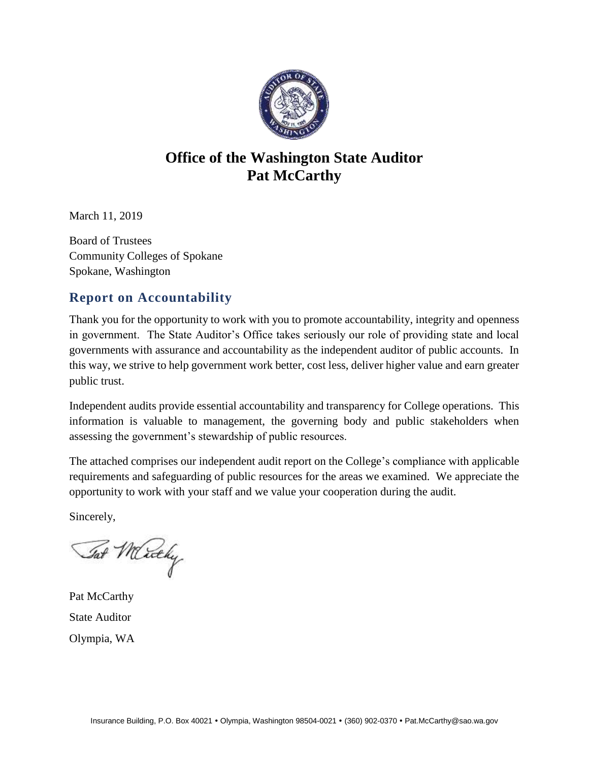# Office of the Washington State Auditor
# Pat McCarthy

March 11, 2019

Board of Trustees
Community Colleges of Spokane
Spokane, Washington

## Report on Accountability

Thank you for the opportunity to work with you to promote accountability, integrity and openness in government. The State Auditor's Office takes seriously our role of providing state and local governments with assurance and accountability as the independent auditor of public accounts. In this way, we strive to help government work better, cost less, deliver higher value and earn greater public trust.

Independent audits provide essential accountability and transparency for College operations. This information is valuable to management, the governing body and public stakeholders when assessing the government's stewardship of public resources.

The attached comprises our independent audit report on the College's compliance with applicable requirements and safeguarding of public resources for the areas we examined. We appreciate the opportunity to work with your staff and we value your cooperation during the audit.

Sincerely,

Pat McCarthy
State Auditor
Olympia, WA

Insurance Building, P.O. Box 40021 • Olympia, Washington 98504-0021 • (360) 902-0370 • Pat.McCarthy@sao.wa.gov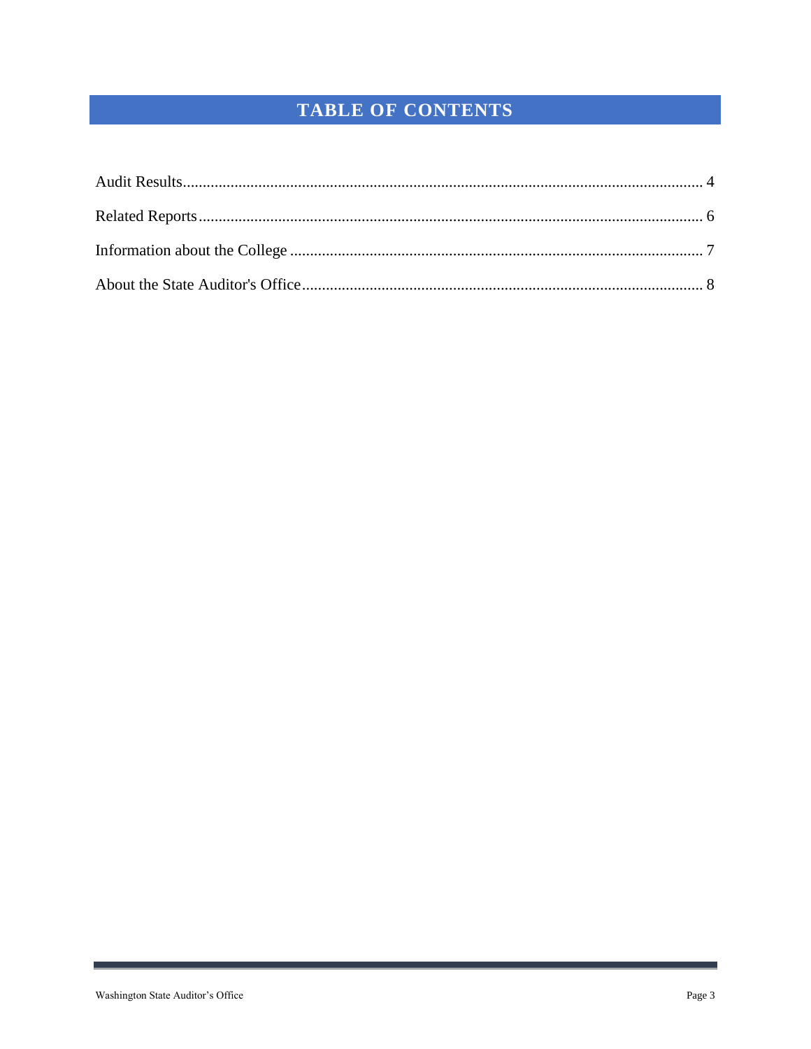# TABLE OF CONTENTS

Audit Results .................................................................................................................................... 4

Related Reports ................................................................................................................................ 6

Information about the College ......................................................................................................... 7

About the State Auditor's Office ...................................................................................................... 8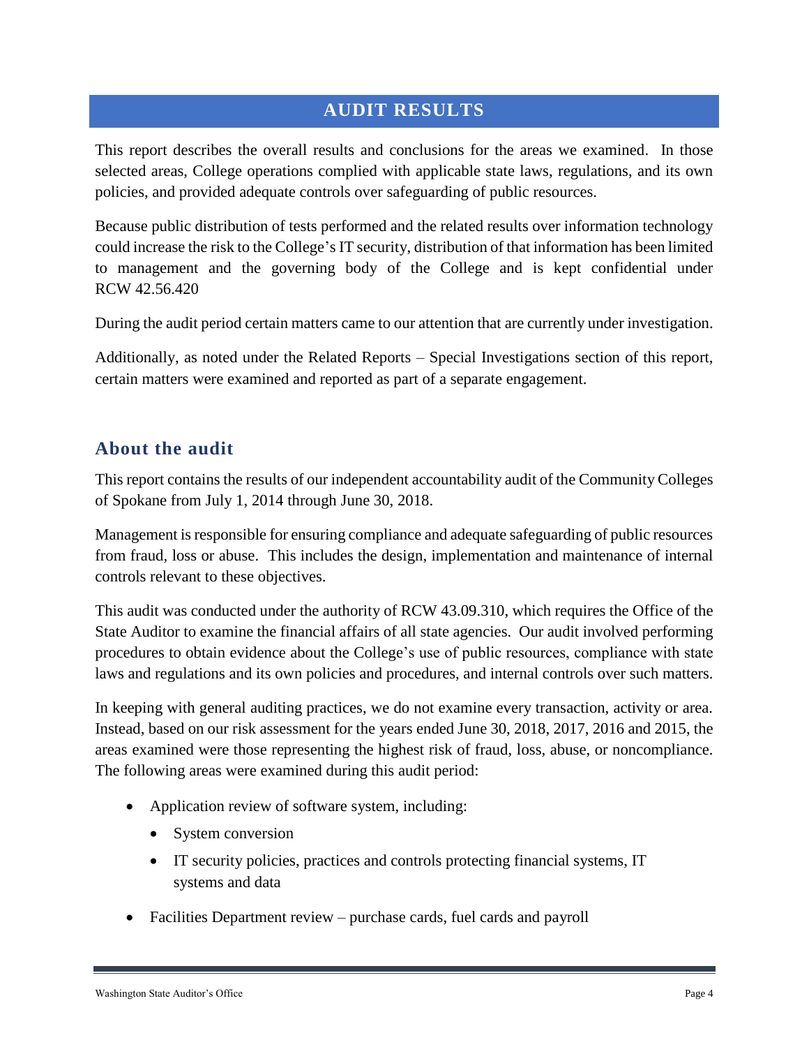# AUDIT RESULTS

This report describes the overall results and conclusions for the areas we examined. In those selected areas, College operations complied with applicable state laws, regulations, and its own policies, and provided adequate controls over safeguarding of public resources.

Because public distribution of tests performed and the related results over information technology could increase the risk to the College's IT security, distribution of that information has been limited to management and the governing body of the College and is kept confidential under RCW 42.56.420

During the audit period certain matters came to our attention that are currently under investigation.

Additionally, as noted under the Related Reports – Special Investigations section of this report, certain matters were examined and reported as part of a separate engagement.

## About the audit

This report contains the results of our independent accountability audit of the Community Colleges of Spokane from July 1, 2014 through June 30, 2018.

Management is responsible for ensuring compliance and adequate safeguarding of public resources from fraud, loss or abuse. This includes the design, implementation and maintenance of internal controls relevant to these objectives.

This audit was conducted under the authority of RCW 43.09.310, which requires the Office of the State Auditor to examine the financial affairs of all state agencies. Our audit involved performing procedures to obtain evidence about the College's use of public resources, compliance with state laws and regulations and its own policies and procedures, and internal controls over such matters.

In keeping with general auditing practices, we do not examine every transaction, activity or area. Instead, based on our risk assessment for the years ended June 30, 2018, 2017, 2016 and 2015, the areas examined were those representing the highest risk of fraud, loss, abuse, or noncompliance. The following areas were examined during this audit period:

- Application review of software system, including:
  - System conversion
  - IT security policies, practices and controls protecting financial systems, IT systems and data
- Facilities Department review – purchase cards, fuel cards and payroll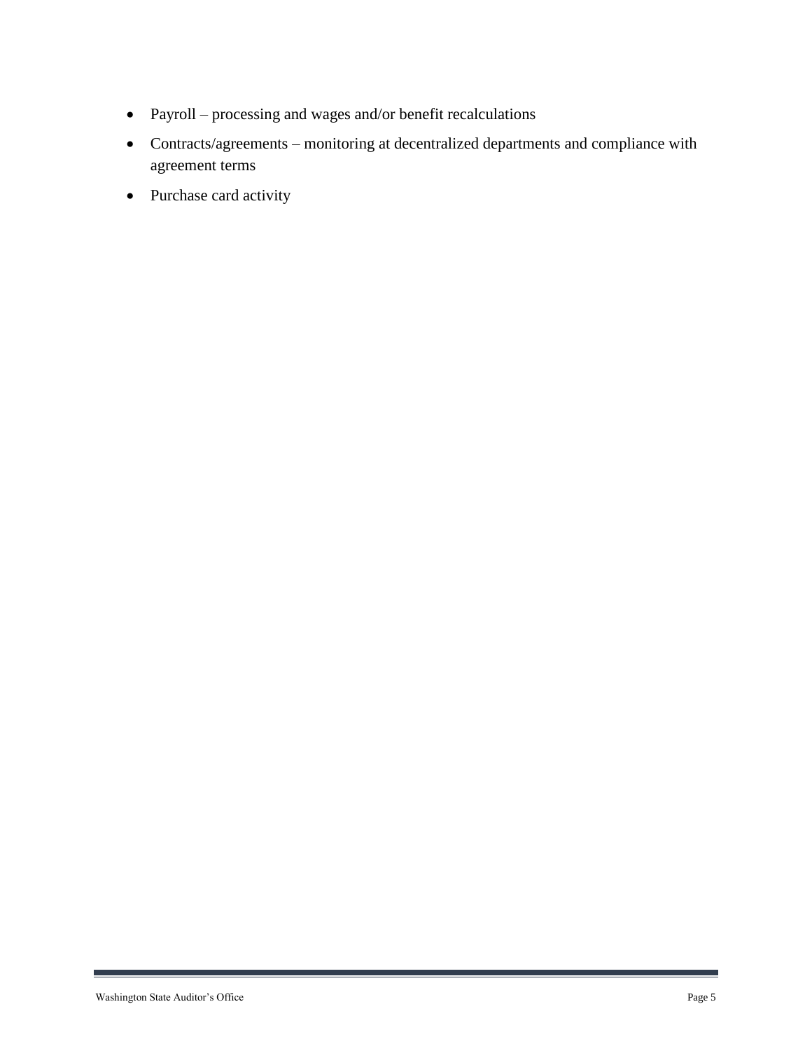- Payroll – processing and wages and/or benefit recalculations
- Contracts/agreements – monitoring at decentralized departments and compliance with agreement terms
- Purchase card activity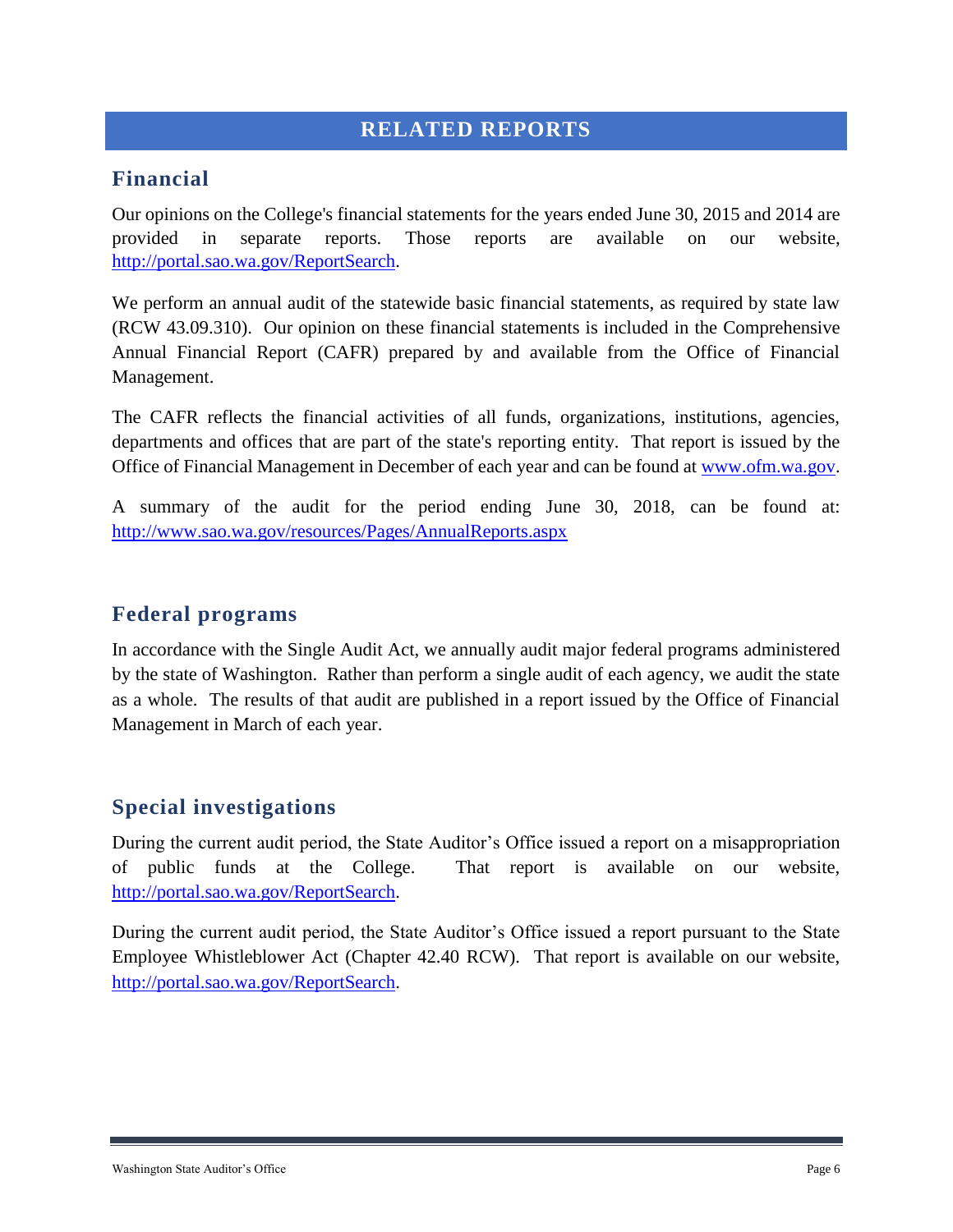# RELATED REPORTS

## Financial

Our opinions on the College's financial statements for the years ended June 30, 2015 and 2014 are provided in separate reports. Those reports are available on our website, http://portal.sao.wa.gov/ReportSearch.

We perform an annual audit of the statewide basic financial statements, as required by state law (RCW 43.09.310). Our opinion on these financial statements is included in the Comprehensive Annual Financial Report (CAFR) prepared by and available from the Office of Financial Management.

The CAFR reflects the financial activities of all funds, organizations, institutions, agencies, departments and offices that are part of the state's reporting entity. That report is issued by the Office of Financial Management in December of each year and can be found at www.ofm.wa.gov.

A summary of the audit for the period ending June 30, 2018, can be found at: http://www.sao.wa.gov/resources/Pages/AnnualReports.aspx

## Federal programs

In accordance with the Single Audit Act, we annually audit major federal programs administered by the state of Washington. Rather than perform a single audit of each agency, we audit the state as a whole. The results of that audit are published in a report issued by the Office of Financial Management in March of each year.

## Special investigations

During the current audit period, the State Auditor's Office issued a report on a misappropriation of public funds at the College. That report is available on our website, http://portal.sao.wa.gov/ReportSearch.

During the current audit period, the State Auditor's Office issued a report pursuant to the State Employee Whistleblower Act (Chapter 42.40 RCW). That report is available on our website, http://portal.sao.wa.gov/ReportSearch.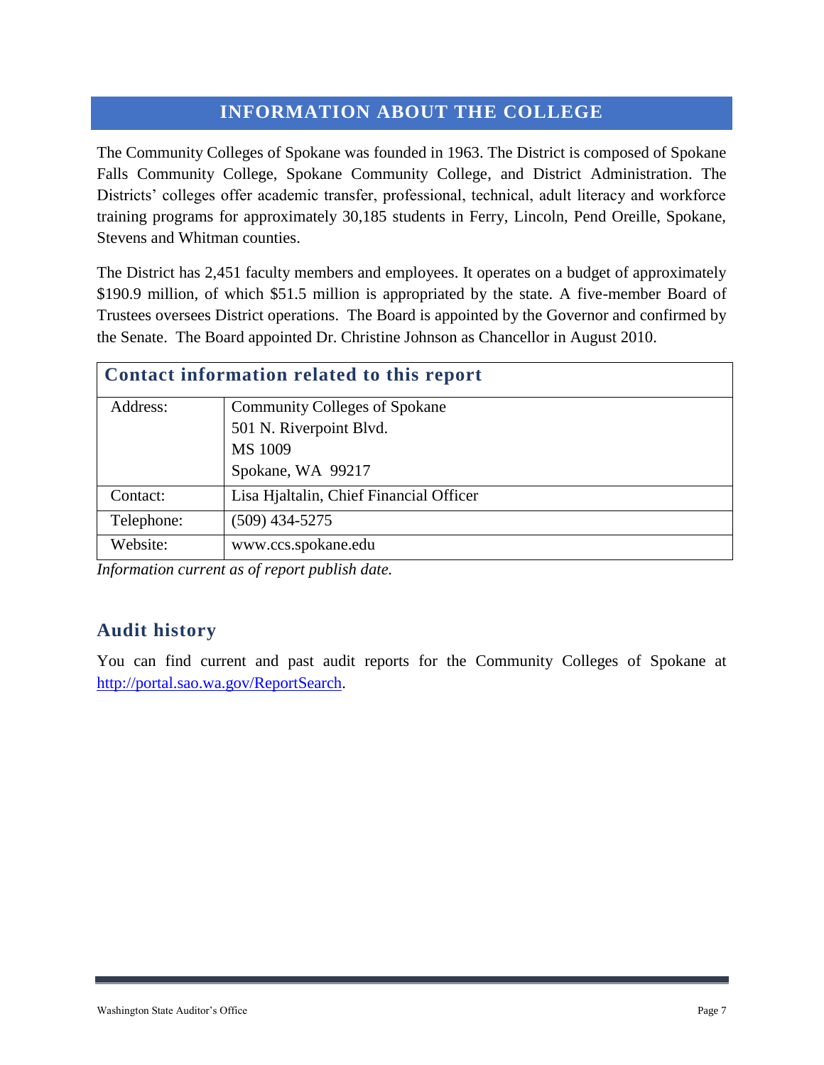# INFORMATION ABOUT THE COLLEGE

The Community Colleges of Spokane was founded in 1963. The District is composed of Spokane Falls Community College, Spokane Community College, and District Administration. The Districts' colleges offer academic transfer, professional, technical, adult literacy and workforce training programs for approximately 30,185 students in Ferry, Lincoln, Pend Oreille, Spokane, Stevens and Whitman counties.

The District has 2,451 faculty members and employees. It operates on a budget of approximately $190.9 million, of which $51.5 million is appropriated by the state. A five-member Board of Trustees oversees District operations. The Board is appointed by the Governor and confirmed by the Senate. The Board appointed Dr. Christine Johnson as Chancellor in August 2010.

| Contact information related to this report | |
|---|---|
| Address: | Community Colleges of Spokane<br>501 N. Riverpoint Blvd.<br>MS 1009<br>Spokane, WA 99217 |
| Contact: | Lisa Hjaltalin, Chief Financial Officer |
| Telephone: | (509) 434-5275 |
| Website: | www.ccs.spokane.edu |

*Information current as of report publish date.*

## Audit history

You can find current and past audit reports for the Community Colleges of Spokane at [http://portal.sao.wa.gov/ReportSearch](http://portal.sao.wa.gov/ReportSearch).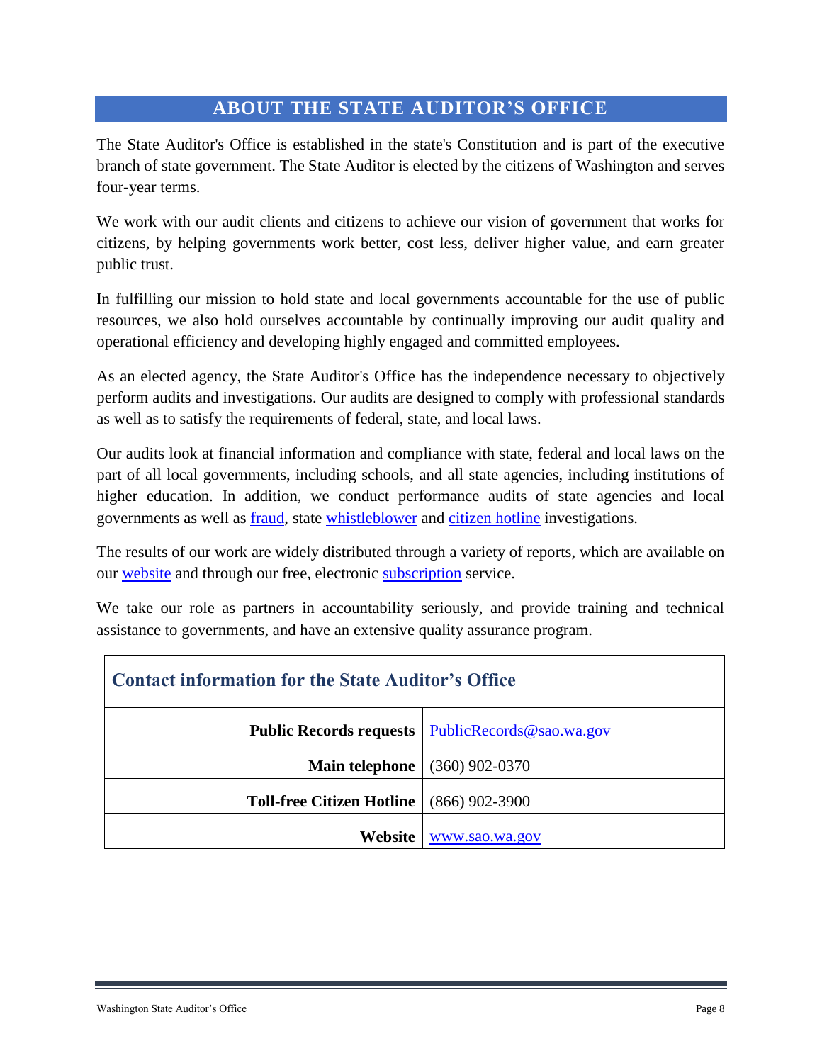## ABOUT THE STATE AUDITOR'S OFFICE

The State Auditor's Office is established in the state's Constitution and is part of the executive branch of state government. The State Auditor is elected by the citizens of Washington and serves four-year terms.

We work with our audit clients and citizens to achieve our vision of government that works for citizens, by helping governments work better, cost less, deliver higher value, and earn greater public trust.

In fulfilling our mission to hold state and local governments accountable for the use of public resources, we also hold ourselves accountable by continually improving our audit quality and operational efficiency and developing highly engaged and committed employees.

As an elected agency, the State Auditor's Office has the independence necessary to objectively perform audits and investigations. Our audits are designed to comply with professional standards as well as to satisfy the requirements of federal, state, and local laws.

Our audits look at financial information and compliance with state, federal and local laws on the part of all local governments, including schools, and all state agencies, including institutions of higher education. In addition, we conduct performance audits of state agencies and local governments as well as fraud, state whistleblower and citizen hotline investigations.

The results of our work are widely distributed through a variety of reports, which are available on our website and through our free, electronic subscription service.

We take our role as partners in accountability seriously, and provide training and technical assistance to governments, and have an extensive quality assurance program.

| Contact information for the State Auditor's Office | |
|---|---|
| **Public Records requests** | PublicRecords@sao.wa.gov |
| **Main telephone** | (360) 902-0370 |
| **Toll-free Citizen Hotline** | (866) 902-3900 |
| **Website** | www.sao.wa.gov |